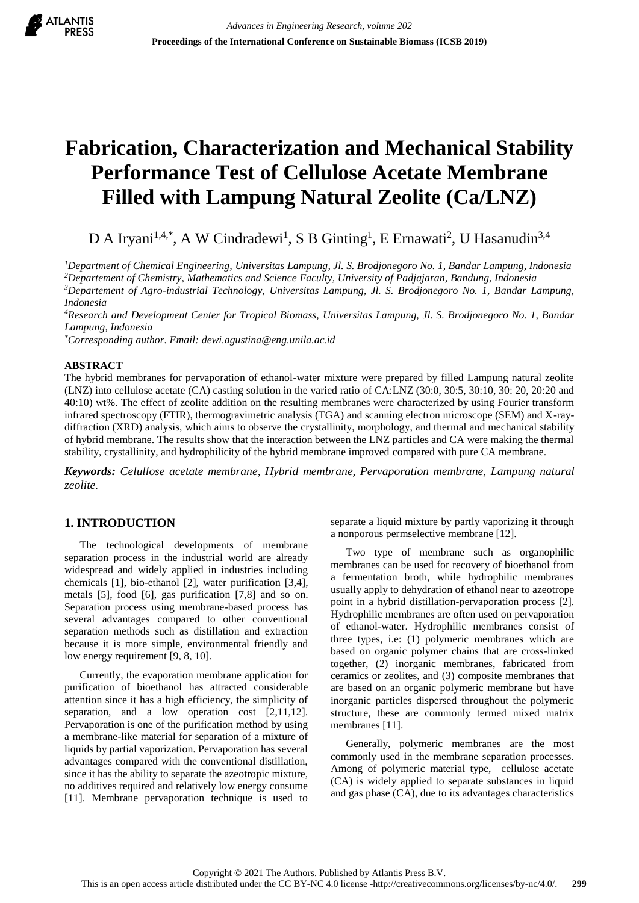# Fabrication, Characterization and Mechanical Stability Performance Test of Cellulose Acetate Membrane Filled with Lampung Natural Zeolite (Ca/LNZ)

D A Iryani[1,4,*], A W Cindradewi[1], S B Ginting[1], E Ernawati[2], U Hasanudin[3,4]

[1]*Department of Chemical Engineering, Universitas Lampung, Jl. S. Brodjonegoro No. 1, Bandar Lampung, Indonesia*
[2]*Departement of Chemistry, Mathematics and Science Faculty, University of Padjajaran, Bandung, Indonesia*
[3]*Departement of Agro-industrial Technology, Universitas Lampung, Jl. S. Brodjonegoro No. 1, Bandar Lampung, Indonesia*
[4]*Research and Development Center for Tropical Biomass, Universitas Lampung, Jl. S. Brodjonegoro No. 1, Bandar Lampung, Indonesia*
[*]*Corresponding author. Email: dewi.agustina@eng.unila.ac.id*

**ABSTRACT**

The hybrid membranes for pervaporation of ethanol-water mixture were prepared by filled Lampung natural zeolite (LNZ) into cellulose acetate (CA) casting solution in the varied ratio of CA:LNZ (30:0, 30:5, 30:10, 30: 20, 20:20 and 40:10) wt%. The effect of zeolite addition on the resulting membranes were characterized by using Fourier transform infrared spectroscopy (FTIR), thermogravimetric analysis (TGA) and scanning electron microscope (SEM) and X-ray-diffraction (XRD) analysis, which aims to observe the crystallinity, morphology, and thermal and mechanical stability of hybrid membrane. The results show that the interaction between the LNZ particles and CA were making the thermal stability, crystallinity, and hydrophilicity of the hybrid membrane improved compared with pure CA membrane.

***Keywords:*** *Celullose acetate membrane, Hybrid membrane, Pervaporation membrane, Lampung natural zeolite.*

## 1. INTRODUCTION

The technological developments of membrane separation process in the industrial world are already widespread and widely applied in industries including chemicals [1], bio-ethanol [2], water purification [3,4], metals [5], food [6], gas purification [7,8] and so on. Separation process using membrane-based process has several advantages compared to other conventional separation methods such as distillation and extraction because it is more simple, environmental friendly and low energy requirement [9, 8, 10].

Currently, the evaporation membrane application for purification of bioethanol has attracted considerable attention since it has a high efficiency, the simplicity of separation, and a low operation cost [2,11,12]. Pervaporation is one of the purification method by using a membrane-like material for separation of a mixture of liquids by partial vaporization. Pervaporation has several advantages compared with the conventional distillation, since it has the ability to separate the azeotropic mixture, no additives required and relatively low energy consume [11]. Membrane pervaporation technique is used to separate a liquid mixture by partly vaporizing it through a nonporous permselective membrane [12].

Two type of membrane such as organophilic membranes can be used for recovery of bioethanol from a fermentation broth, while hydrophilic membranes usually apply to dehydration of ethanol near to azeotrope point in a hybrid distillation-pervaporation process [2]. Hydrophilic membranes are often used on pervaporation of ethanol-water. Hydrophilic membranes consist of three types, i.e: (1) polymeric membranes which are based on organic polymer chains that are cross-linked together, (2) inorganic membranes, fabricated from ceramics or zeolites, and (3) composite membranes that are based on an organic polymeric membrane but have inorganic particles dispersed throughout the polymeric structure, these are commonly termed mixed matrix membranes [11].

Generally, polymeric membranes are the most commonly used in the membrane separation processes. Among of polymeric material type, cellulose acetate (CA) is widely applied to separate substances in liquid and gas phase (CA), due to its advantages characteristics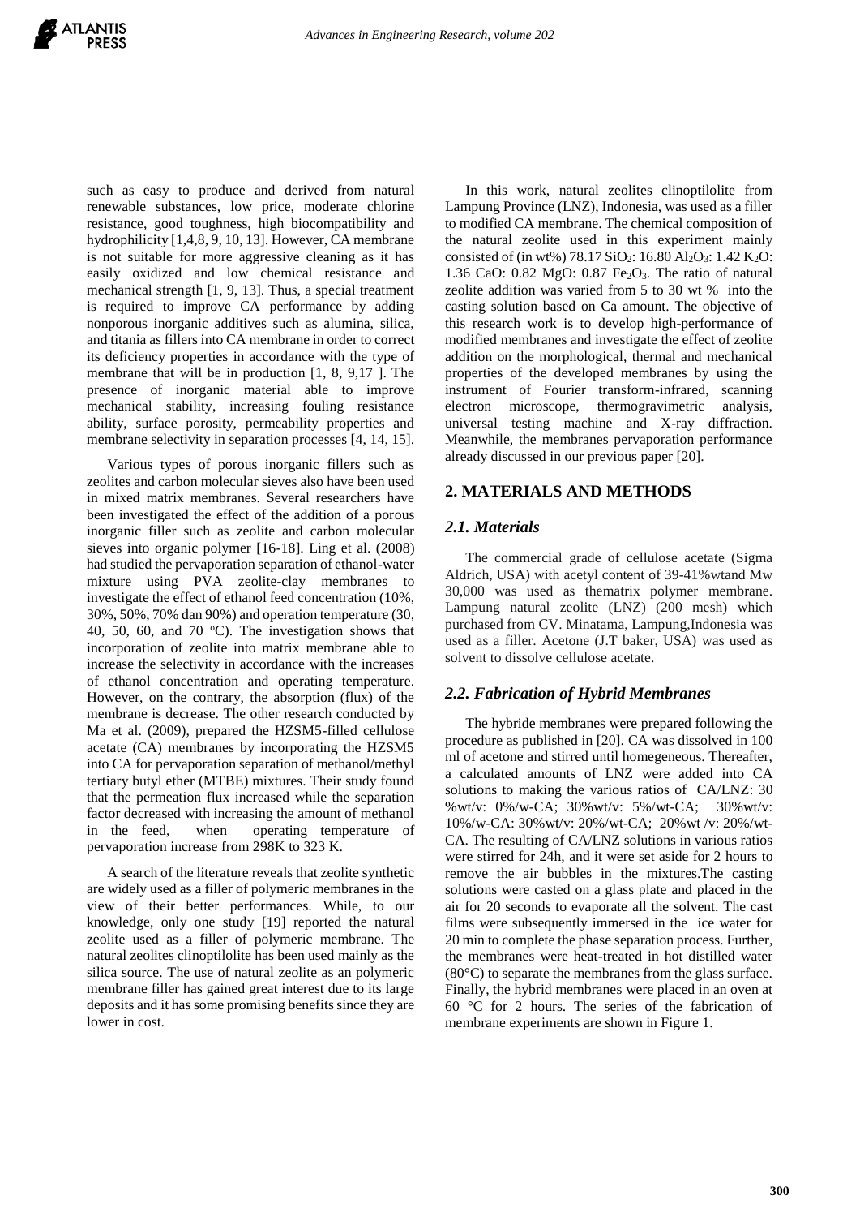such as easy to produce and derived from natural renewable substances, low price, moderate chlorine resistance, good toughness, high biocompatibility and hydrophilicity [1,4,8, 9, 10, 13]. However, CA membrane is not suitable for more aggressive cleaning as it has easily oxidized and low chemical resistance and mechanical strength [1, 9, 13]. Thus, a special treatment is required to improve CA performance by adding nonporous inorganic additives such as alumina, silica, and titania as fillers into CA membrane in order to correct its deficiency properties in accordance with the type of membrane that will be in production [1, 8, 9,17 ]. The presence of inorganic material able to improve mechanical stability, increasing fouling resistance ability, surface porosity, permeability properties and membrane selectivity in separation processes [4, 14, 15].

Various types of porous inorganic fillers such as zeolites and carbon molecular sieves also have been used in mixed matrix membranes. Several researchers have been investigated the effect of the addition of a porous inorganic filler such as zeolite and carbon molecular sieves into organic polymer [16-18]. Ling et al. (2008) had studied the pervaporation separation of ethanol-water mixture using PVA zeolite-clay membranes to investigate the effect of ethanol feed concentration (10%, 30%, 50%, 70% dan 90%) and operation temperature (30, 40, 50, 60, and 70 $^{o}$C). The investigation shows that incorporation of zeolite into matrix membrane able to increase the selectivity in accordance with the increases of ethanol concentration and operating temperature. However, on the contrary, the absorption (flux) of the membrane is decrease. The other research conducted by Ma et al. (2009), prepared the HZSM5-filled cellulose acetate (CA) membranes by incorporating the HZSM5 into CA for pervaporation separation of methanol/methyl tertiary butyl ether (MTBE) mixtures. Their study found that the permeation flux increased while the separation factor decreased with increasing the amount of methanol in the feed, when operating temperature of pervaporation increase from 298K to 323 K.

A search of the literature reveals that zeolite synthetic are widely used as a filler of polymeric membranes in the view of their better performances. While, to our knowledge, only one study [19] reported the natural zeolite used as a filler of polymeric membrane. The natural zeolites clinoptilolite has been used mainly as the silica source. The use of natural zeolite as an polymeric membrane filler has gained great interest due to its large deposits and it has some promising benefits since they are lower in cost.

In this work, natural zeolites clinoptilolite from Lampung Province (LNZ), Indonesia, was used as a filler to modified CA membrane. The chemical composition of the natural zeolite used in this experiment mainly consisted of (in wt%) 78.17 $SiO_2$: 16.80 $Al_2O_3$: 1.42 $K_2O$: 1.36 CaO: 0.82 MgO: 0.87 $Fe_2O_3$. The ratio of natural zeolite addition was varied from 5 to 30 wt % into the casting solution based on Ca amount. The objective of this research work is to develop high-performance of modified membranes and investigate the effect of zeolite addition on the morphological, thermal and mechanical properties of the developed membranes by using the instrument of Fourier transform-infrared, scanning electron microscope, thermogravimetric analysis, universal testing machine and X-ray diffraction. Meanwhile, the membranes pervaporation performance already discussed in our previous paper [20].

## 2. MATERIALS AND METHODS

### *2.1. Materials*

The commercial grade of cellulose acetate (Sigma Aldrich, USA) with acetyl content of 39-41%wtand Mw 30,000 was used as thematrix polymer membrane. Lampung natural zeolite (LNZ) (200 mesh) which purchased from CV. Minatama, Lampung,Indonesia was used as a filler. Acetone (J.T baker, USA) was used as solvent to dissolve cellulose acetate.

### *2.2. Fabrication of Hybrid Membranes*

The hybride membranes were prepared following the procedure as published in [20]. CA was dissolved in 100 ml of acetone and stirred until homegeneous. Thereafter, a calculated amounts of LNZ were added into CA solutions to making the various ratios of CA/LNZ: 30 %wt/v: 0%/w-CA; 30%wt/v: 5%/wt-CA; 30%wt/v: 10%/w-CA: 30%wt/v: 20%/wt-CA; 20%wt /v: 20%/wt-CA. The resulting of CA/LNZ solutions in various ratios were stirred for 24h, and it were set aside for 2 hours to remove the air bubbles in the mixtures.The casting solutions were casted on a glass plate and placed in the air for 20 seconds to evaporate all the solvent. The cast films were subsequently immersed in the ice water for 20 min to complete the phase separation process. Further, the membranes were heat-treated in hot distilled water (80°C) to separate the membranes from the glass surface. Finally, the hybrid membranes were placed in an oven at 60 °C for 2 hours. The series of the fabrication of membrane experiments are shown in Figure 1.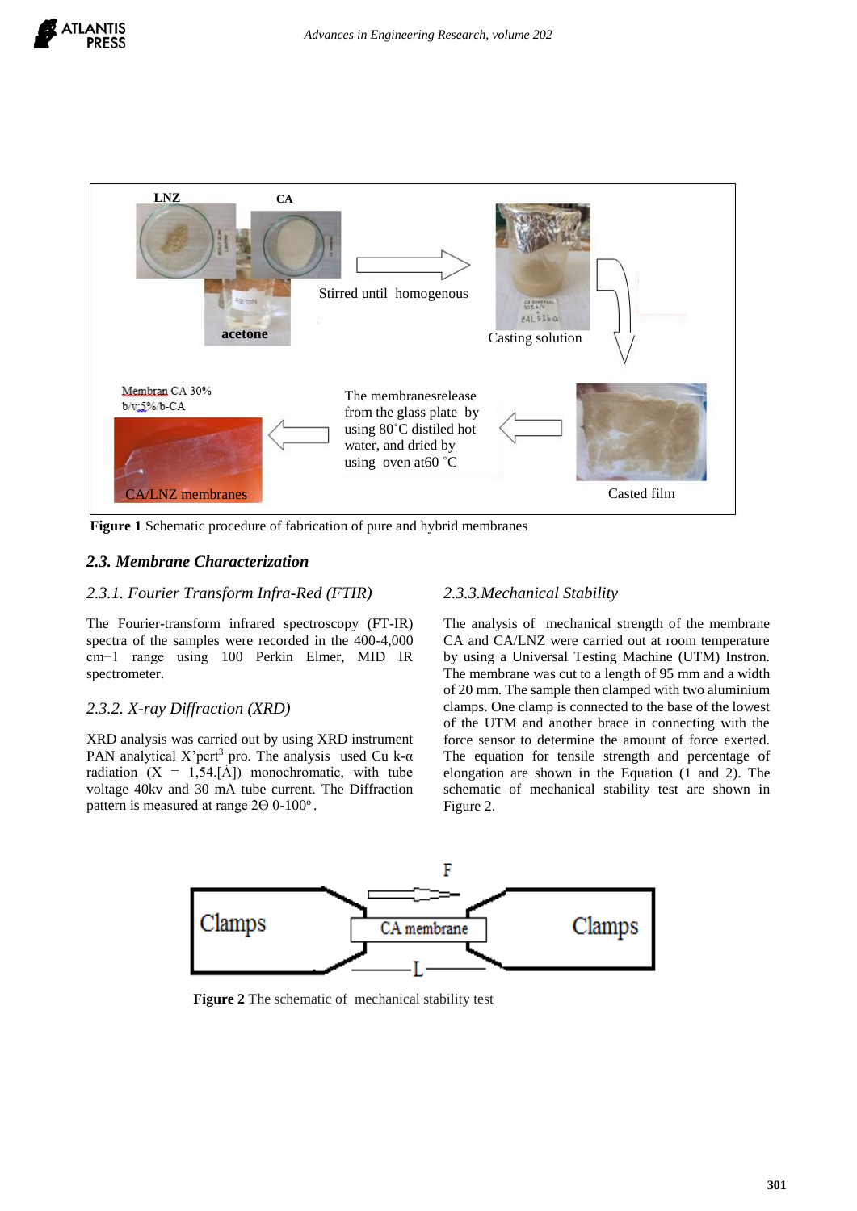LNZ

CA

acetone

Stirred until homogenous

Casting solution

Membran CA 30% b/v 5% b-CA

CA/LNZ membranes

The membranesrelease from the glass plate by using 80˚C distiled hot water, and dried by using oven at60 ˚C

Casted film

**Figure 1** Schematic procedure of fabrication of pure and hybrid membranes

### *2.3. Membrane Characterization*

#### *2.3.1. Fourier Transform Infra-Red (FTIR)*

The Fourier-transform infrared spectroscopy (FT-IR) spectra of the samples were recorded in the 400-4,000 cm−1 range using 100 Perkin Elmer, MID IR spectrometer.

#### *2.3.2. X-ray Diffraction (XRD)*

XRD analysis was carried out by using XRD instrument PAN analytical X'pert[3] pro. The analysis used Cu k-α radiation (X = 1,54.[Å]) monochromatic, with tube voltage 40kv and 30 mA tube current. The Diffraction pattern is measured at range 2Θ 0-100°.

#### *2.3.3.Mechanical Stability*

The analysis of mechanical strength of the membrane CA and CA/LNZ were carried out at room temperature by using a Universal Testing Machine (UTM) Instron. The membrane was cut to a length of 95 mm and a width of 20 mm. The sample then clamped with two aluminium clamps. One clamp is connected to the base of the lowest of the UTM and another brace in connecting with the force sensor to determine the amount of force exerted. The equation for tensile strength and percentage of elongation are shown in the Equation (1 and 2). The schematic of mechanical stability test are shown in Figure 2.

F

Clamps

CA membrane

Clamps

L

**Figure 2** The schematic of mechanical stability test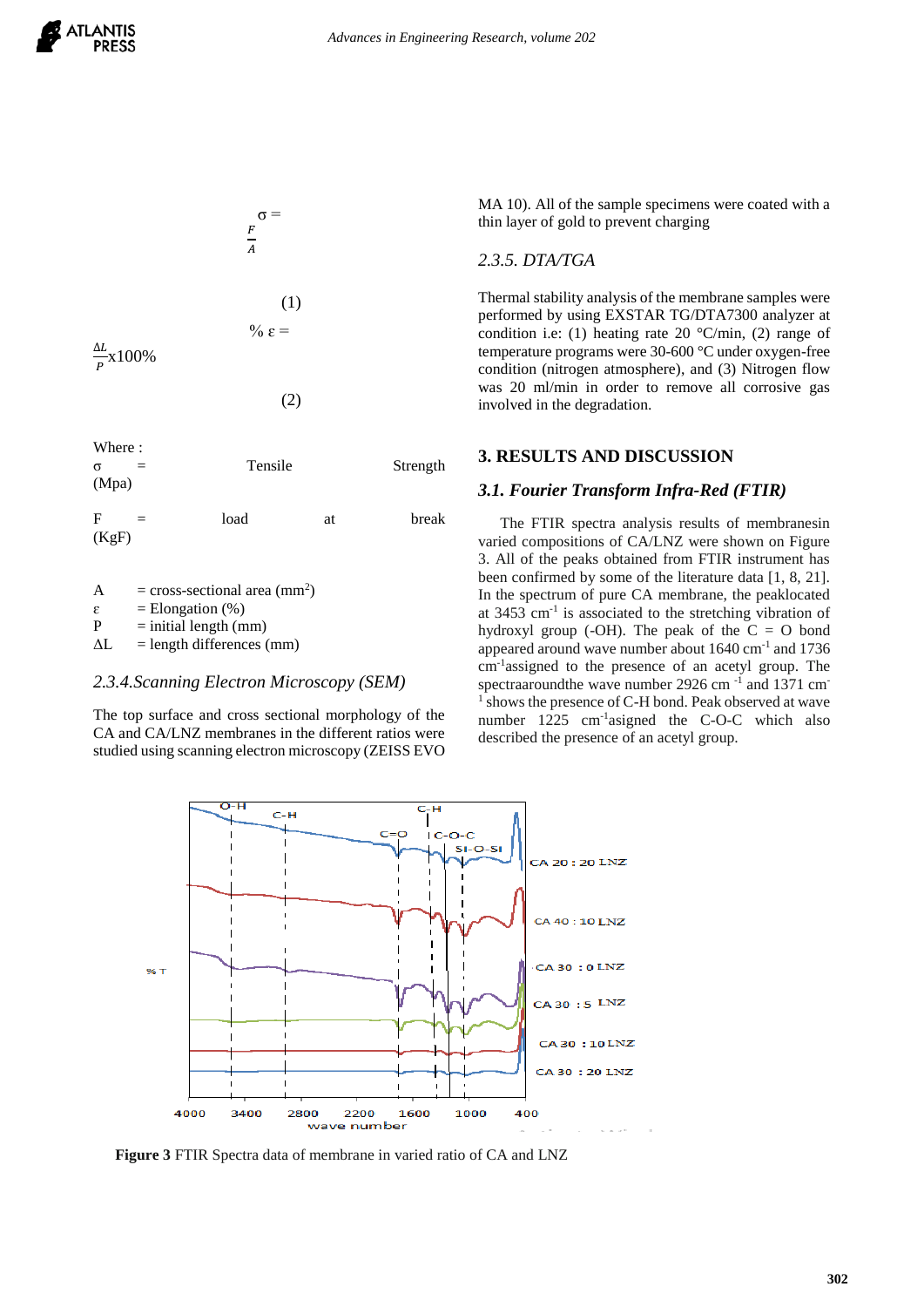$$\sigma = \frac{F}{A} \quad (1)$$

$$\% \, \varepsilon = \frac{\Delta L}{P} \times 100\% \quad (2)$$

Where :

σ = Tensile Strength (Mpa)

F = load at break (KgF)

A = cross-sectional area ($mm^2$)
ε = Elongation (%)
P = initial length (mm)
ΔL = length differences (mm)

### *2.3.4. Scanning Electron Microscopy (SEM)*

The top surface and cross sectional morphology of the CA and CA/LNZ membranes in the different ratios were studied using scanning electron microscopy (ZEISS EVO MA 10). All of the sample specimens were coated with a thin layer of gold to prevent charging

### *2.3.5. DTA/TGA*

Thermal stability analysis of the membrane samples were performed by using EXSTAR TG/DTA7300 analyzer at condition i.e: (1) heating rate 20 °C/min, (2) range of temperature programs were 30-600 °C under oxygen-free condition (nitrogen atmosphere), and (3) Nitrogen flow was 20 ml/min in order to remove all corrosive gas involved in the degradation.

## 3. RESULTS AND DISCUSSION

### *3.1. Fourier Transform Infra-Red (FTIR)*

The FTIR spectra analysis results of membranesin varied compositions of CA/LNZ were shown on Figure 3. All of the peaks obtained from FTIR instrument has been confirmed by some of the literature data [1, 8, 21]. In the spectrum of pure CA membrane, the peaklocated at 3453 $cm^{-1}$ is associated to the stretching vibration of hydroxyl group (-OH). The peak of the C = O bond appeared around wave number about 1640 $cm^{-1}$ and 1736 $cm^{-1}$assigned to the presence of an acetyl group. The spectraaroundthe wave number 2926 $cm^{-1}$ and 1371 $cm^{-1}$ shows the presence of C-H bond. Peak observed at wave number 1225 $cm^{-1}$asigned the C-O-C which also described the presence of an acetyl group.

**Figure 3** FTIR Spectra data of membrane in varied ratio of CA and LNZ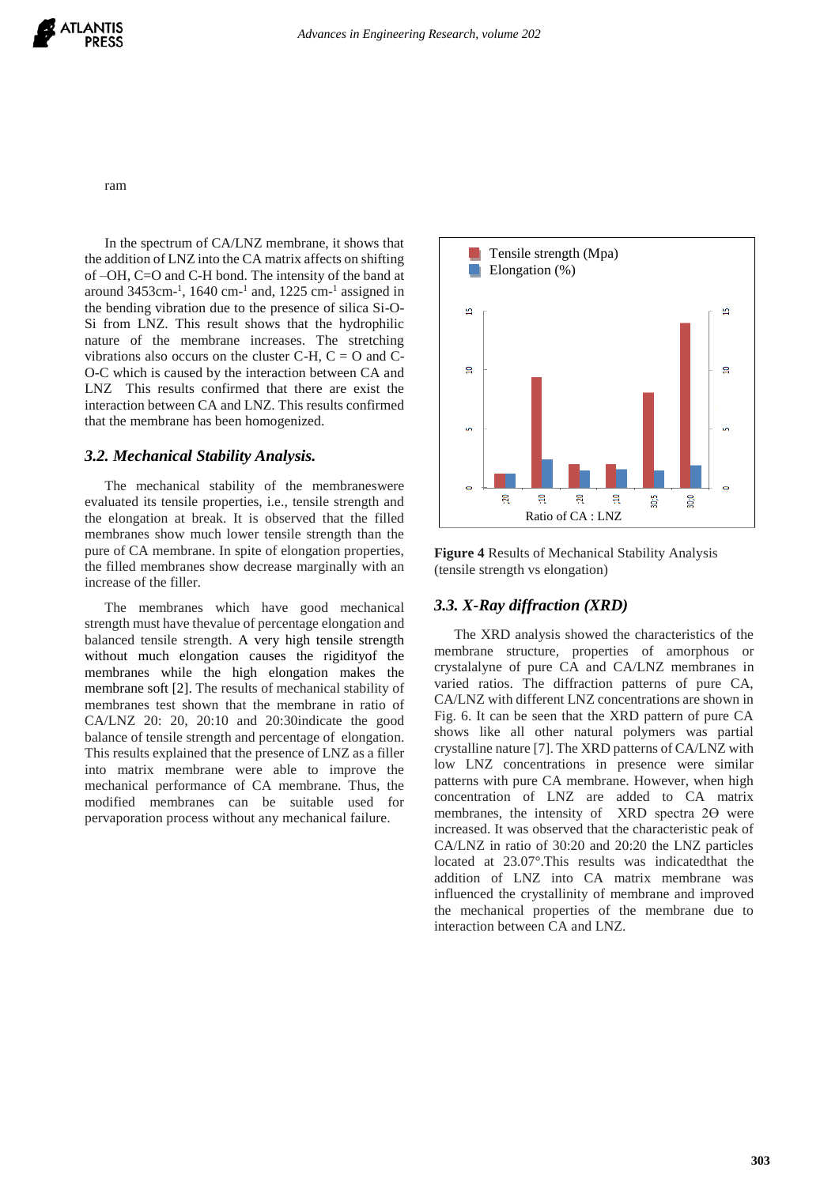ram

In the spectrum of CA/LNZ membrane, it shows that the addition of LNZ into the CA matrix affects on shifting of –OH, C=O and C-H bond. The intensity of the band at around 3453cm$^{-1}$, 1640 cm$^{-1}$ and, 1225 cm$^{-1}$ assigned in the bending vibration due to the presence of silica Si-O-Si from LNZ. This result shows that the hydrophilic nature of the membrane increases. The stretching vibrations also occurs on the cluster C-H, C = O and C-O-C which is caused by the interaction between CA and LNZ This results confirmed that there are exist the interaction between CA and LNZ. This results confirmed that the membrane has been homogenized.

### *3.2. Mechanical Stability Analysis.*

The mechanical stability of the membraneswere evaluated its tensile properties, i.e., tensile strength and the elongation at break. It is observed that the filled membranes show much lower tensile strength than the pure of CA membrane. In spite of elongation properties, the filled membranes show decrease marginally with an increase of the filler.

The membranes which have good mechanical strength must have thevalue of percentage elongation and balanced tensile strength. A very high tensile strength without much elongation causes the rigidityof the membranes while the high elongation makes the membrane soft [2]. The results of mechanical stability of membranes test shown that the membrane in ratio of CA/LNZ 20: 20, 20:10 and 20:30indicate the good balance of tensile strength and percentage of elongation. This results explained that the presence of LNZ as a filler into matrix membrane were able to improve the mechanical performance of CA membrane. Thus, the modified membranes can be suitable used for pervaporation process without any mechanical failure.

**Figure 4** Results of Mechanical Stability Analysis (tensile strength vs elongation)

### *3.3. X-Ray diffraction (XRD)*

The XRD analysis showed the characteristics of the membrane structure, properties of amorphous or crystalalyne of pure CA and CA/LNZ membranes in varied ratios. The diffraction patterns of pure CA, CA/LNZ with different LNZ concentrations are shown in Fig. 6. It can be seen that the XRD pattern of pure CA shows like all other natural polymers was partial crystalline nature [7]. The XRD patterns of CA/LNZ with low LNZ concentrations in presence were similar patterns with pure CA membrane. However, when high concentration of LNZ are added to CA matrix membranes, the intensity of XRD spectra 2ϴ were increased. It was observed that the characteristic peak of CA/LNZ in ratio of 30:20 and 20:20 the LNZ particles located at 23.07°.This results was indicatedthat the addition of LNZ into CA matrix membrane was influenced the crystallinity of membrane and improved the mechanical properties of the membrane due to interaction between CA and LNZ.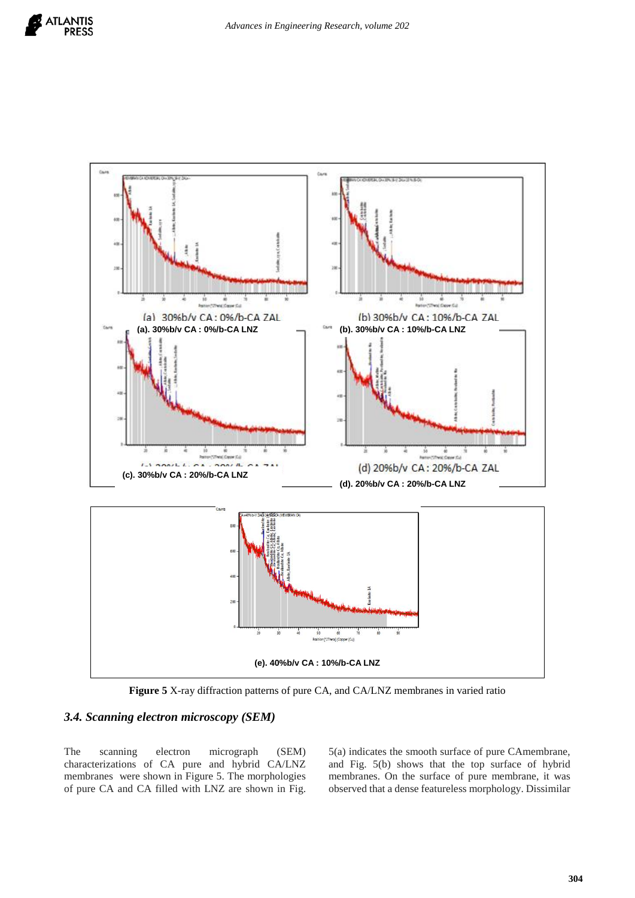(a) 30%b/v CA : 0%/b-CA ZAL

**(a). 30%b/v CA : 0%/b-CA LNZ**

(b) 30%b/v CA : 10%/b-CA ZAL

**(b). 30%b/v CA : 10%/b-CA LNZ**

**(c). 30%b/v CA : 20%/b-CA LNZ**

(d) 20%b/v CA : 20%/b-CA ZAL

**(d). 20%b/v CA : 20%/b-CA LNZ**

**(e). 40%b/v CA : 10%/b-CA LNZ**

**Figure 5** X-ray diffraction patterns of pure CA, and CA/LNZ membranes in varied ratio

### *3.4. Scanning electron microscopy (SEM)*

The scanning electron micrograph (SEM) characterizations of CA pure and hybrid CA/LNZ membranes were shown in Figure 5. The morphologies of pure CA and CA filled with LNZ are shown in Fig. 5(a) indicates the smooth surface of pure CAmembrane, and Fig. 5(b) shows that the top surface of hybrid membranes. On the surface of pure membrane, it was observed that a dense featureless morphology. Dissimilar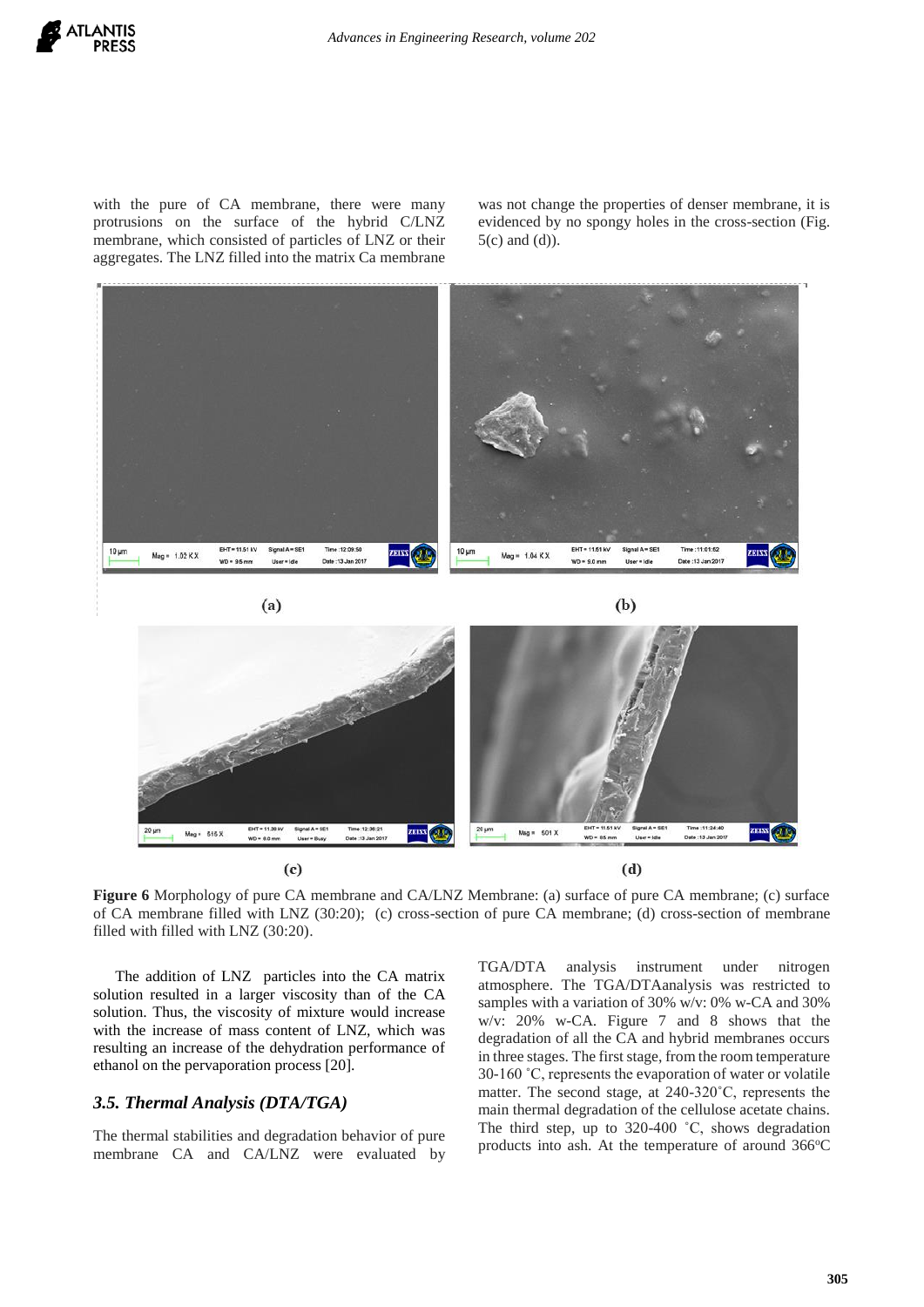with the pure of CA membrane, there were many protrusions on the surface of the hybrid C/LNZ membrane, which consisted of particles of LNZ or their aggregates. The LNZ filled into the matrix Ca membrane was not change the properties of denser membrane, it is evidenced by no spongy holes in the cross-section (Fig. 5(c) and (d)).

(a)

(b)

(c)

(d)

**Figure 6** Morphology of pure CA membrane and CA/LNZ Membrane: (a) surface of pure CA membrane; (c) surface of CA membrane filled with LNZ (30:20); (c) cross-section of pure CA membrane; (d) cross-section of membrane filled with filled with LNZ (30:20).

The addition of LNZ particles into the CA matrix solution resulted in a larger viscosity than of the CA solution. Thus, the viscosity of mixture would increase with the increase of mass content of LNZ, which was resulting an increase of the dehydration performance of ethanol on the pervaporation process [20].

### *3.5. Thermal Analysis (DTA/TGA)*

The thermal stabilities and degradation behavior of pure membrane CA and CA/LNZ were evaluated by TGA/DTA analysis instrument under nitrogen atmosphere. The TGA/DTAanalysis was restricted to samples with a variation of 30% w/v: 0% w-CA and 30% w/v: 20% w-CA. Figure 7 and 8 shows that the degradation of all the CA and hybrid membranes occurs in three stages. The first stage, from the room temperature 30-160 ˚C, represents the evaporation of water or volatile matter. The second stage, at 240-320˚C, represents the main thermal degradation of the cellulose acetate chains. The third step, up to 320-400 ˚C, shows degradation products into ash. At the temperature of around 366$^{o}$C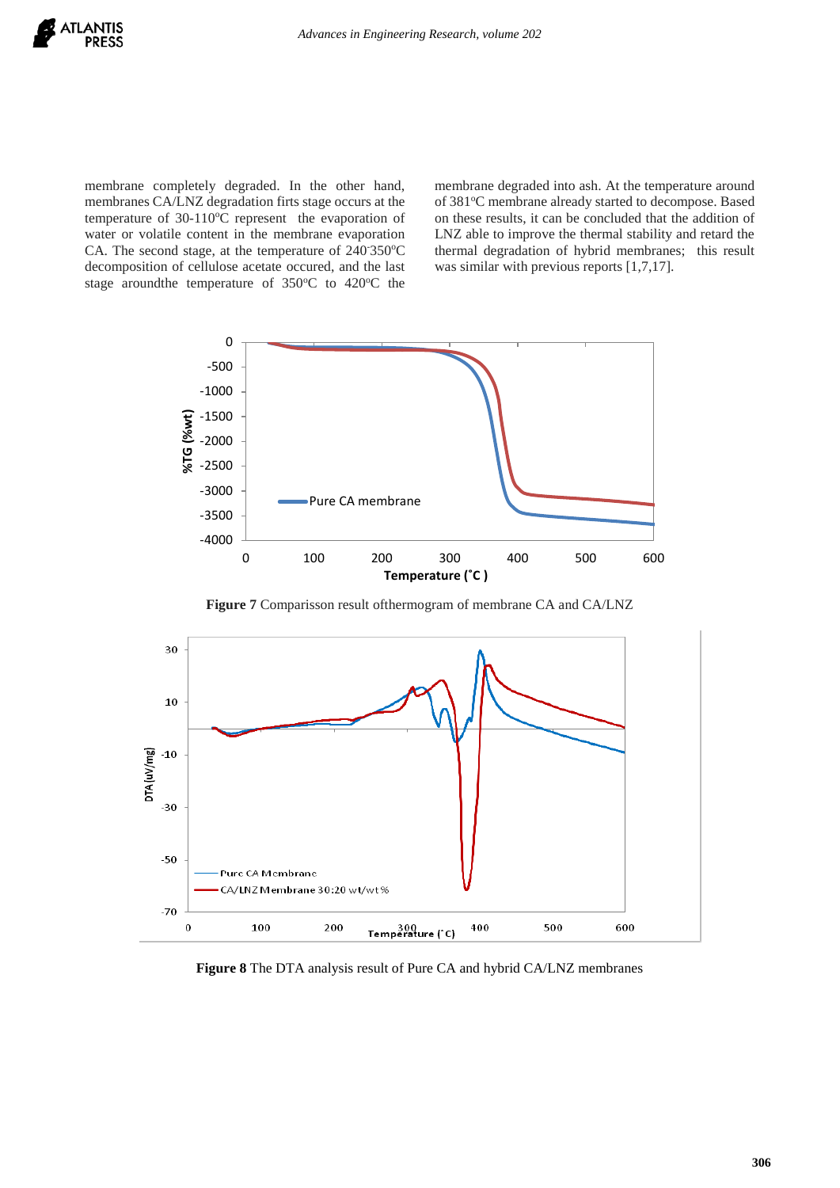membrane completely degraded. In the other hand, membranes CA/LNZ degradation firts stage occurs at the temperature of 30-110°C represent the evaporation of water or volatile content in the membrane evaporation CA. The second stage, at the temperature of 240-350°C decomposition of cellulose acetate occured, and the last stage aroundthe temperature of 350°C to 420°C the membrane degraded into ash. At the temperature around of 381°C membrane already started to decompose. Based on these results, it can be concluded that the addition of LNZ able to improve the thermal stability and retard the thermal degradation of hybrid membranes; this result was similar with previous reports [1,7,17].

0
-500
-1000
-1500
-2000
-2500
-3000
-3500
-4000
%TG (%wt)
Pure CA membrane
0
100
200
300
400
500
600
Temperature (˚C )

**Figure 7** Comparisson result ofthermogram of membrane CA and CA/LNZ

30
10
-10
-30
-50
-70
DTA (uV/mg)
Pure CA Membrane
CA/LNZ Membrane 30:20 wt/wt%
0
100
200
300
400
500
600
Temperature (˚C)

**Figure 8** The DTA analysis result of Pure CA and hybrid CA/LNZ membranes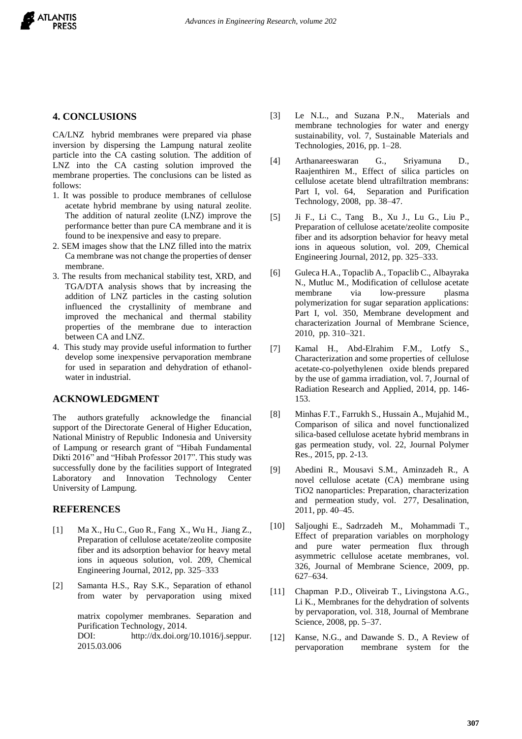## 4. CONCLUSIONS

CA/LNZ hybrid membranes were prepared via phase inversion by dispersing the Lampung natural zeolite particle into the CA casting solution. The addition of LNZ into the CA casting solution improved the membrane properties. The conclusions can be listed as follows:

1. It was possible to produce membranes of cellulose acetate hybrid membrane by using natural zeolite. The addition of natural zeolite (LNZ) improve the performance better than pure CA membrane and it is found to be inexpensive and easy to prepare.
2. SEM images show that the LNZ filled into the matrix Ca membrane was not change the properties of denser membrane.
3. The results from mechanical stability test, XRD, and TGA/DTA analysis shows that by increasing the addition of LNZ particles in the casting solution influenced the crystallinity of membrane and improved the mechanical and thermal stability properties of the membrane due to interaction between CA and LNZ.
4. This study may provide useful information to further develop some inexpensive pervaporation membrane for used in separation and dehydration of ethanol-water in industrial.

## ACKNOWLEDGMENT

The authors gratefully acknowledge the financial support of the Directorate General of Higher Education, National Ministry of Republic Indonesia and University of Lampung or research grant of "Hibah Fundamental Dikti 2016" and "Hibah Professor 2017". This study was successfully done by the facilities support of Integrated Laboratory and Innovation Technology Center University of Lampung.

## REFERENCES

[1] Ma X., Hu C., Guo R., Fang X., Wu H., Jiang Z., Preparation of cellulose acetate/zeolite composite fiber and its adsorption behavior for heavy metal ions in aqueous solution, vol. 209, Chemical Engineering Journal, 2012, pp. 325–333

[2] Samanta H.S., Ray S.K., Separation of ethanol from water by pervaporation using mixed matrix copolymer membranes. Separation and Purification Technology, 2014. DOI: http://dx.doi.org/10.1016/j.seppur.2015.03.006

[3] Le N.L., and Suzana P.N., Materials and membrane technologies for water and energy sustainability, vol. 7, Sustainable Materials and Technologies, 2016, pp. 1–28.

[4] Arthanareeswaran G., Sriyamuna D., Raajenthiren M., Effect of silica particles on cellulose acetate blend ultrafiltration membrans: Part I, vol. 64, Separation and Purification Technology, 2008, pp. 38–47.

[5] Ji F., Li C., Tang B., Xu J., Lu G., Liu P., Preparation of cellulose acetate/zeolite composite fiber and its adsorption behavior for heavy metal ions in aqueous solution, vol. 209, Chemical Engineering Journal, 2012, pp. 325–333.

[6] Guleca H.A., Topaclib A., Topaclib C., Albayraka N., Mutluc M., Modification of cellulose acetate membrane via low-pressure plasma polymerization for sugar separation applications: Part I, vol. 350, Membrane development and characterization Journal of Membrane Science, 2010, pp. 310–321.

[7] Kamal H., Abd-Elrahim F.M., Lotfy S., Characterization and some properties of cellulose acetate-co-polyethylenen oxide blends prepared by the use of gamma irradiation, vol. 7, Journal of Radiation Research and Applied, 2014, pp. 146-153.

[8] Minhas F.T., Farrukh S., Hussain A., Mujahid M., Comparison of silica and novel functionalized silica-based cellulose acetate hybrid membrans in gas permeation study, vol. 22, Journal Polymer Res., 2015, pp. 2-13.

[9] Abedini R., Mousavi S.M., Aminzadeh R., A novel cellulose acetate (CA) membrane using TiO2 nanoparticles: Preparation, characterization and permeation study, vol. 277, Desalination, 2011, pp. 40–45.

[10] Saljoughi E., Sadrzadeh M., Mohammadi T., Effect of preparation variables on morphology and pure water permeation flux through asymmetric cellulose acetate membranes, vol. 326, Journal of Membrane Science, 2009, pp. 627–634.

[11] Chapman P.D., Oliveirab T., Livingstona A.G., Li K., Membranes for the dehydration of solvents by pervaporation, vol. 318, Journal of Membrane Science, 2008, pp. 5–37.

[12] Kanse, N.G., and Dawande S. D., A Review of pervaporation membrane system for the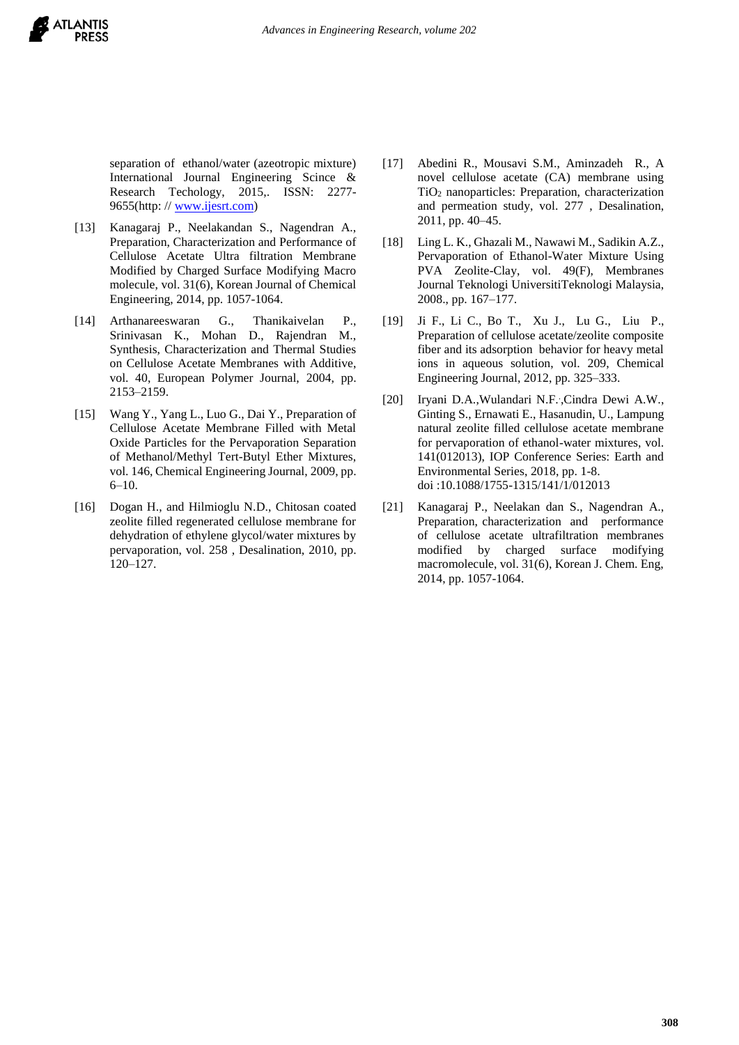separation of ethanol/water (azeotropic mixture) International Journal Engineering Scince & Research Techology, 2015,. ISSN: 2277-9655(http: // www.ijesrt.com)

[13] Kanagaraj P., Neelakandan S., Nagendran A., Preparation, Characterization and Performance of Cellulose Acetate Ultra filtration Membrane Modified by Charged Surface Modifying Macro molecule, vol. 31(6), Korean Journal of Chemical Engineering, 2014, pp. 1057-1064.

[14] Arthanareeswaran G., Thanikaivelan P., Srinivasan K., Mohan D., Rajendran M., Synthesis, Characterization and Thermal Studies on Cellulose Acetate Membranes with Additive, vol. 40, European Polymer Journal, 2004, pp. 2153–2159.

[15] Wang Y., Yang L., Luo G., Dai Y., Preparation of Cellulose Acetate Membrane Filled with Metal Oxide Particles for the Pervaporation Separation of Methanol/Methyl Tert-Butyl Ether Mixtures, vol. 146, Chemical Engineering Journal, 2009, pp. 6–10.

[16] Dogan H., and Hilmioglu N.D., Chitosan coated zeolite filled regenerated cellulose membrane for dehydration of ethylene glycol/water mixtures by pervaporation, vol. 258 , Desalination, 2010, pp. 120–127.

[17] Abedini R., Mousavi S.M., Aminzadeh R., A novel cellulose acetate (CA) membrane using $TiO_2$ nanoparticles: Preparation, characterization and permeation study, vol. 277 , Desalination, 2011, pp. 40–45.

[18] Ling L. K., Ghazali M., Nawawi M., Sadikin A.Z., Pervaporation of Ethanol-Water Mixture Using PVA Zeolite-Clay, vol. 49(F), Membranes Journal Teknologi UniversitiTeknologi Malaysia, 2008., pp. 167–177.

[19] Ji F., Li C., Bo T., Xu J., Lu G., Liu P., Preparation of cellulose acetate/zeolite composite fiber and its adsorption behavior for heavy metal ions in aqueous solution, vol. 209, Chemical Engineering Journal, 2012, pp. 325–333.

[20] Iryani D.A.,Wulandari N.F.,Cindra Dewi A.W., Ginting S., Ernawati E., Hasanudin, U., Lampung natural zeolite filled cellulose acetate membrane for pervaporation of ethanol-water mixtures, vol. 141(012013), IOP Conference Series: Earth and Environmental Series, 2018, pp. 1-8. doi :10.1088/1755-1315/141/1/012013

[21] Kanagaraj P., Neelakan dan S., Nagendran A., Preparation, characterization and performance of cellulose acetate ultrafiltration membranes modified by charged surface modifying macromolecule, vol. 31(6), Korean J. Chem. Eng, 2014, pp. 1057-1064.